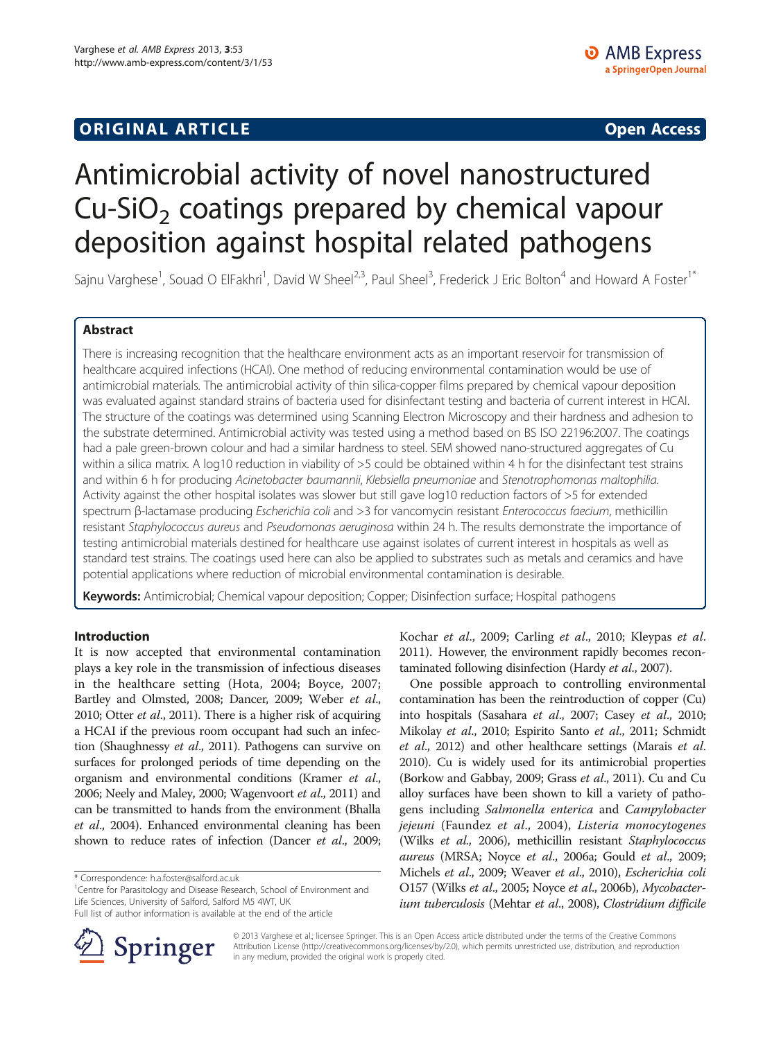## ORIGINAL ARTICLE

Open Access

# Antimicrobial activity of novel nanostructured Cu-$SiO_2$ coatings prepared by chemical vapour deposition against hospital related pathogens

Sajnu Varghese[1], Souad O ElFakhri[1], David W Sheel[2,3], Paul Sheel[3], Frederick J Eric Bolton[4] and Howard A Foster[1*]

## Abstract

There is increasing recognition that the healthcare environment acts as an important reservoir for transmission of healthcare acquired infections (HCAI). One method of reducing environmental contamination would be use of antimicrobial materials. The antimicrobial activity of thin silica-copper films prepared by chemical vapour deposition was evaluated against standard strains of bacteria used for disinfectant testing and bacteria of current interest in HCAI. The structure of the coatings was determined using Scanning Electron Microscopy and their hardness and adhesion to the substrate determined. Antimicrobial activity was tested using a method based on BS ISO 22196:2007. The coatings had a pale green-brown colour and had a similar hardness to steel. SEM showed nano-structured aggregates of Cu within a silica matrix. A log10 reduction in viability of >5 could be obtained within 4 h for the disinfectant test strains and within 6 h for producing *Acinetobacter baumannii*, *Klebsiella pneumoniae* and *Stenotrophomonas maltophilia*. Activity against the other hospital isolates was slower but still gave log10 reduction factors of >5 for extended spectrum β-lactamase producing *Escherichia coli* and >3 for vancomycin resistant *Enterococcus faecium*, methicillin resistant *Staphylococcus aureus* and *Pseudomonas aeruginosa* within 24 h. The results demonstrate the importance of testing antimicrobial materials destined for healthcare use against isolates of current interest in hospitals as well as standard test strains. The coatings used here can also be applied to substrates such as metals and ceramics and have potential applications where reduction of microbial environmental contamination is desirable.

**Keywords:** Antimicrobial; Chemical vapour deposition; Copper; Disinfection surface; Hospital pathogens

## Introduction

It is now accepted that environmental contamination plays a key role in the transmission of infectious diseases in the healthcare setting (Hota, 2004; Boyce, 2007; Bartley and Olmsted, 2008; Dancer, 2009; Weber *et al.*, 2010; Otter *et al.*, 2011). There is a higher risk of acquiring a HCAI if the previous room occupant had such an infection (Shaughnessy *et al.*, 2011). Pathogens can survive on surfaces for prolonged periods of time depending on the organism and environmental conditions (Kramer *et al.*, 2006; Neely and Maley, 2000; Wagenvoort *et al.*, 2011) and can be transmitted to hands from the environment (Bhalla *et al.*, 2004). Enhanced environmental cleaning has been shown to reduce rates of infection (Dancer *et al.*, 2009; Kochar *et al.*, 2009; Carling *et al.*, 2010; Kleypas *et al.* 2011). However, the environment rapidly becomes recontaminated following disinfection (Hardy *et al.*, 2007).

One possible approach to controlling environmental contamination has been the reintroduction of copper (Cu) into hospitals (Sasahara *et al.*, 2007; Casey *et al.*, 2010; Mikolay *et al.*, 2010; Espirito Santo *et al.*, 2011; Schmidt *et al.*, 2012) and other healthcare settings (Marais *et al.* 2010). Cu is widely used for its antimicrobial properties (Borkow and Gabbay, 2009; Grass *et al.*, 2011). Cu and Cu alloy surfaces have been shown to kill a variety of pathogens including *Salmonella enterica* and *Campylobacter jejeuni* (Faundez *et al.*, 2004), *Listeria monocytogenes* (Wilks *et al.*, 2006), methicillin resistant *Staphylococcus aureus* (MRSA; Noyce *et al.*, 2006a; Gould *et al.*, 2009; Michels *et al.*, 2009; Weaver *et al.*, 2010), *Escherichia coli* O157 (Wilks *et al.*, 2005; Noyce *et al.*, 2006b), *Mycobacterium tuberculosis* (Mehtar *et al.*, 2008), *Clostridium difficile*

\* Correspondence: h.a.foster@salford.ac.uk
[1]Centre for Parasitology and Disease Research, School of Environment and Life Sciences, University of Salford, Salford M5 4WT, UK
Full list of author information is available at the end of the article

© 2013 Varghese et al.; licensee Springer. This is an Open Access article distributed under the terms of the Creative Commons Attribution License (http://creativecommons.org/licenses/by/2.0), which permits unrestricted use, distribution, and reproduction in any medium, provided the original work is properly cited.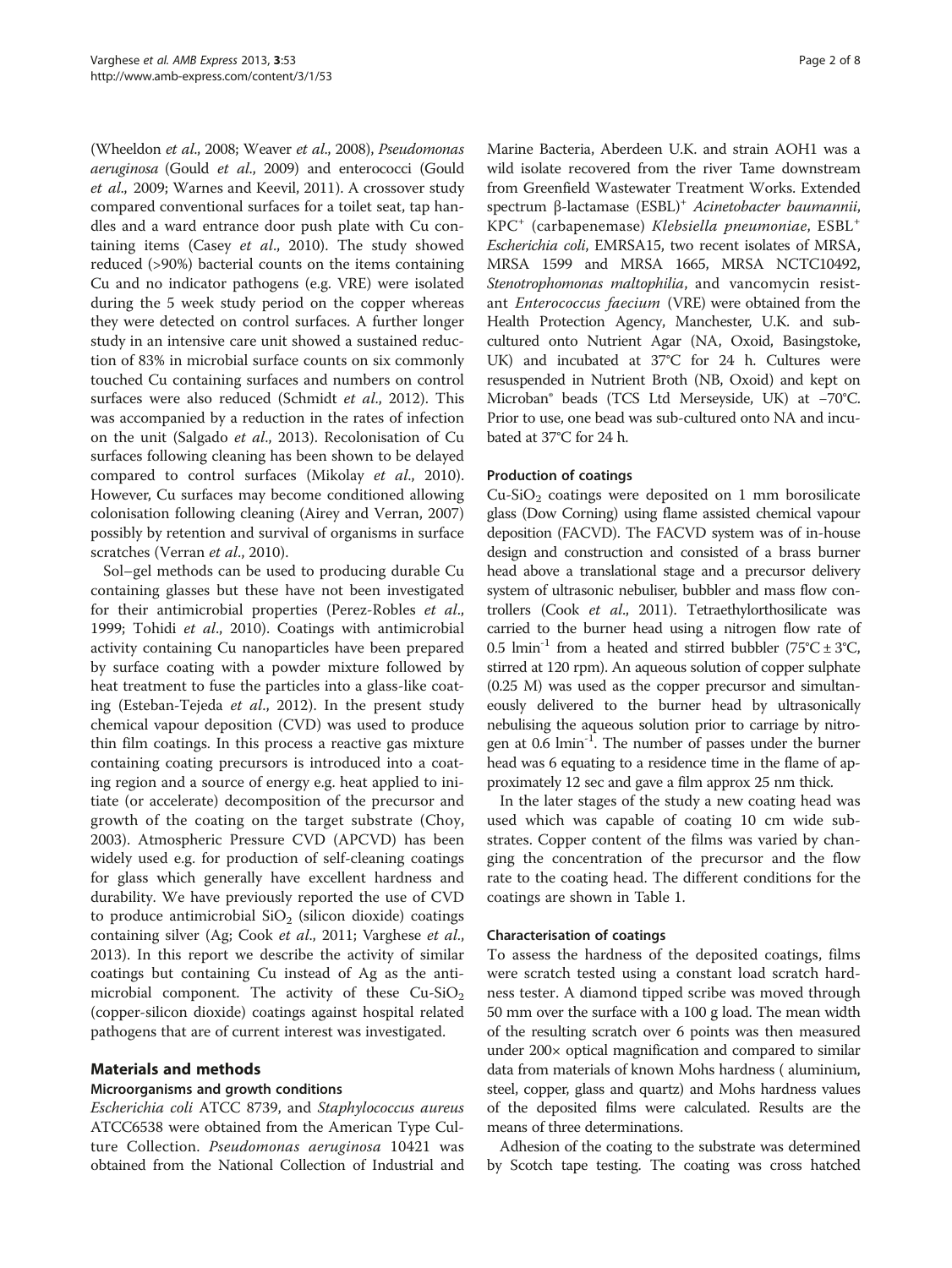(Wheeldon *et al*., 2008; Weaver *et al*., 2008), *Pseudomonas aeruginosa* (Gould *et al*., 2009) and enterococci (Gould *et al*., 2009; Warnes and Keevil, 2011). A crossover study compared conventional surfaces for a toilet seat, tap handles and a ward entrance door push plate with Cu containing items (Casey *et al*., 2010). The study showed reduced (>90%) bacterial counts on the items containing Cu and no indicator pathogens (e.g. VRE) were isolated during the 5 week study period on the copper whereas they were detected on control surfaces. A further longer study in an intensive care unit showed a sustained reduction of 83% in microbial surface counts on six commonly touched Cu containing surfaces and numbers on control surfaces were also reduced (Schmidt *et al*., 2012). This was accompanied by a reduction in the rates of infection on the unit (Salgado *et al*., 2013). Recolonisation of Cu surfaces following cleaning has been shown to be delayed compared to control surfaces (Mikolay *et al*., 2010). However, Cu surfaces may become conditioned allowing colonisation following cleaning (Airey and Verran, 2007) possibly by retention and survival of organisms in surface scratches (Verran *et al*., 2010).

Sol–gel methods can be used to producing durable Cu containing glasses but these have not been investigated for their antimicrobial properties (Perez-Robles *et al*., 1999; Tohidi *et al*., 2010). Coatings with antimicrobial activity containing Cu nanoparticles have been prepared by surface coating with a powder mixture followed by heat treatment to fuse the particles into a glass-like coating (Esteban-Tejeda *et al*., 2012). In the present study chemical vapour deposition (CVD) was used to produce thin film coatings. In this process a reactive gas mixture containing coating precursors is introduced into a coating region and a source of energy e.g. heat applied to initiate (or accelerate) decomposition of the precursor and growth of the coating on the target substrate (Choy, 2003). Atmospheric Pressure CVD (APCVD) has been widely used e.g. for production of self-cleaning coatings for glass which generally have excellent hardness and durability. We have previously reported the use of CVD to produce antimicrobial $SiO_2$ (silicon dioxide) coatings containing silver (Ag; Cook *et al*., 2011; Varghese *et al*., 2013). In this report we describe the activity of similar coatings but containing Cu instead of Ag as the antimicrobial component. The activity of these Cu-$SiO_2$ (copper-silicon dioxide) coatings against hospital related pathogens that are of current interest was investigated.

## Materials and methods

### Microorganisms and growth conditions

*Escherichia coli* ATCC 8739, and *Staphylococcus aureus* ATCC6538 were obtained from the American Type Culture Collection. *Pseudomonas aeruginosa* 10421 was obtained from the National Collection of Industrial and Marine Bacteria, Aberdeen U.K. and strain AOH1 was a wild isolate recovered from the river Tame downstream from Greenfield Wastewater Treatment Works. Extended spectrum β-lactamase ($ESBL^+$) *Acinetobacter baumannii*, $KPC^+$ (carbapenemase) *Klebsiella pneumoniae*, $ESBL^+$ *Escherichia coli*, EMRSA15, two recent isolates of MRSA, MRSA 1599 and MRSA 1665, MRSA NCTC10492, *Stenotrophomonas maltophilia*, and vancomycin resistant *Enterococcus faecium* (VRE) were obtained from the Health Protection Agency, Manchester, U.K. and subcultured onto Nutrient Agar (NA, Oxoid, Basingstoke, UK) and incubated at 37°C for 24 h. Cultures were resuspended in Nutrient Broth (NB, Oxoid) and kept on Microban® beads (TCS Ltd Merseyside, UK) at −70°C. Prior to use, one bead was sub-cultured onto NA and incubated at 37°C for 24 h.

### Production of coatings

Cu-$SiO_2$ coatings were deposited on 1 mm borosilicate glass (Dow Corning) using flame assisted chemical vapour deposition (FACVD). The FACVD system was of in-house design and construction and consisted of a brass burner head above a translational stage and a precursor delivery system of ultrasonic nebuliser, bubbler and mass flow controllers (Cook *et al*., 2011). Tetraethylorthosilicate was carried to the burner head using a nitrogen flow rate of 0.5 $lmin^{-1}$ from a heated and stirred bubbler (75°C ± 3°C, stirred at 120 rpm). An aqueous solution of copper sulphate (0.25 M) was used as the copper precursor and simultaneously delivered to the burner head by ultrasonically nebulising the aqueous solution prior to carriage by nitrogen at 0.6 $lmin^{-1}$. The number of passes under the burner head was 6 equating to a residence time in the flame of approximately 12 sec and gave a film approx 25 nm thick.

In the later stages of the study a new coating head was used which was capable of coating 10 cm wide substrates. Copper content of the films was varied by changing the concentration of the precursor and the flow rate to the coating head. The different conditions for the coatings are shown in Table 1.

### Characterisation of coatings

To assess the hardness of the deposited coatings, films were scratch tested using a constant load scratch hardness tester. A diamond tipped scribe was moved through 50 mm over the surface with a 100 g load. The mean width of the resulting scratch over 6 points was then measured under 200× optical magnification and compared to similar data from materials of known Mohs hardness ( aluminium, steel, copper, glass and quartz) and Mohs hardness values of the deposited films were calculated. Results are the means of three determinations.

Adhesion of the coating to the substrate was determined by Scotch tape testing. The coating was cross hatched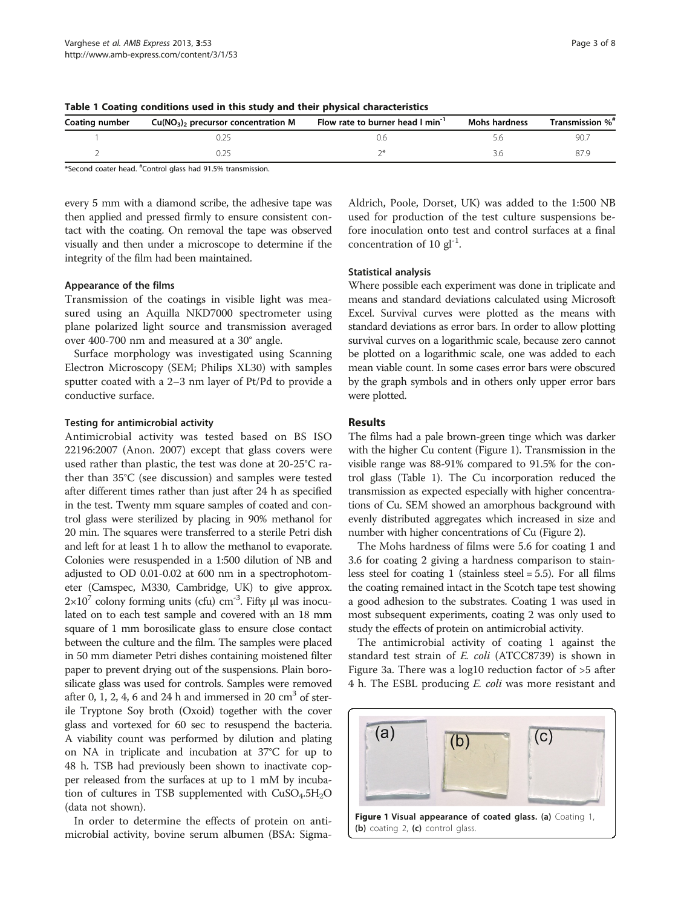**Table 1 Coating conditions used in this study and their physical characteristics**

| Coating number | $Cu(NO_3)_2$ precursor concentration M | Flow rate to burner head l $min^{-1}$ | Mohs hardness | Transmission %# |
|---|---|---|---|---|
| 1 | 0.25 | 0.6 | 5.6 | 90.7 |
| 2 | 0.25 | 2* | 3.6 | 87.9 |

*Second coater head. #Control glass had 91.5% transmission.

every 5 mm with a diamond scribe, the adhesive tape was then applied and pressed firmly to ensure consistent contact with the coating. On removal the tape was observed visually and then under a microscope to determine if the integrity of the film had been maintained.

#### Appearance of the films

Transmission of the coatings in visible light was measured using an Aquilla NKD7000 spectrometer using plane polarized light source and transmission averaged over 400-700 nm and measured at a 30° angle.

Surface morphology was investigated using Scanning Electron Microscopy (SEM; Philips XL30) with samples sputter coated with a 2–3 nm layer of Pt/Pd to provide a conductive surface.

#### Testing for antimicrobial activity

Antimicrobial activity was tested based on BS ISO 22196:2007 (Anon. 2007) except that glass covers were used rather than plastic, the test was done at 20-25°C rather than 35°C (see discussion) and samples were tested after different times rather than just after 24 h as specified in the test. Twenty mm square samples of coated and control glass were sterilized by placing in 90% methanol for 20 min. The squares were transferred to a sterile Petri dish and left for at least 1 h to allow the methanol to evaporate. Colonies were resuspended in a 1:500 dilution of NB and adjusted to OD 0.01-0.02 at 600 nm in a spectrophotometer (Camspec, M330, Cambridge, UK) to give approx. $2{\times}10^7$ colony forming units (cfu) $cm^{-3}$. Fifty μl was inoculated on to each test sample and covered with an 18 mm square of 1 mm borosilicate glass to ensure close contact between the culture and the film. The samples were placed in 50 mm diameter Petri dishes containing moistened filter paper to prevent drying out of the suspensions. Plain borosilicate glass was used for controls. Samples were removed after 0, 1, 2, 4, 6 and 24 h and immersed in 20 $cm^3$ of sterile Tryptone Soy broth (Oxoid) together with the cover glass and vortexed for 60 sec to resuspend the bacteria. A viability count was performed by dilution and plating on NA in triplicate and incubation at 37°C for up to 48 h. TSB had previously been shown to inactivate copper released from the surfaces at up to 1 mM by incubation of cultures in TSB supplemented with $CuSO_4.5H_2O$ (data not shown).

In order to determine the effects of protein on antimicrobial activity, bovine serum albumen (BSA: Sigma-Aldrich, Poole, Dorset, UK) was added to the 1:500 NB used for production of the test culture suspensions before inoculation onto test and control surfaces at a final concentration of 10 $gl^{-1}$.

#### Statistical analysis

Where possible each experiment was done in triplicate and means and standard deviations calculated using Microsoft Excel. Survival curves were plotted as the means with standard deviations as error bars. In order to allow plotting survival curves on a logarithmic scale, because zero cannot be plotted on a logarithmic scale, one was added to each mean viable count. In some cases error bars were obscured by the graph symbols and in others only upper error bars were plotted.

## Results

The films had a pale brown-green tinge which was darker with the higher Cu content (Figure 1). Transmission in the visible range was 88-91% compared to 91.5% for the control glass (Table 1). The Cu incorporation reduced the transmission as expected especially with higher concentrations of Cu. SEM showed an amorphous background with evenly distributed aggregates which increased in size and number with higher concentrations of Cu (Figure 2).

The Mohs hardness of films were 5.6 for coating 1 and 3.6 for coating 2 giving a hardness comparison to stainless steel for coating 1 (stainless steel = 5.5). For all films the coating remained intact in the Scotch tape test showing a good adhesion to the substrates. Coating 1 was used in most subsequent experiments, coating 2 was only used to study the effects of protein on antimicrobial activity.

The antimicrobial activity of coating 1 against the standard test strain of *E. coli* (ATCC8739) is shown in Figure 3a. There was a log10 reduction factor of >5 after 4 h. The ESBL producing *E. coli* was more resistant and

**Figure 1 Visual appearance of coated glass.** **(a)** Coating 1, **(b)** coating 2, **(c)** control glass.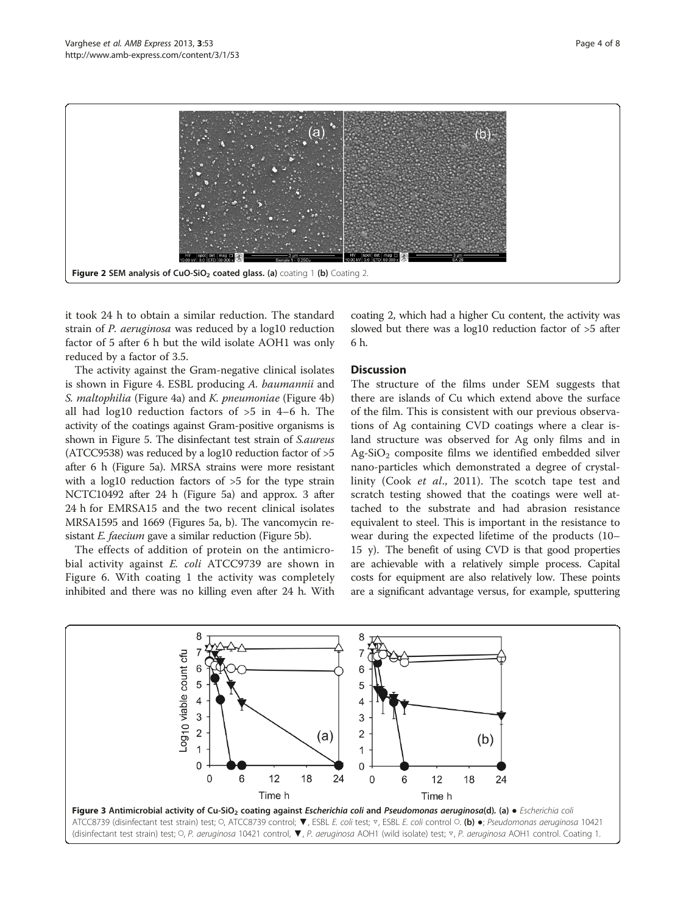Figure 2 SEM analysis of $CuO\text{-}SiO_2$ coated glass. (a) coating 1 (b) Coating 2.

it took 24 h to obtain a similar reduction. The standard strain of *P. aeruginosa* was reduced by a log10 reduction factor of 5 after 6 h but the wild isolate AOH1 was only reduced by a factor of 3.5.

The activity against the Gram-negative clinical isolates is shown in Figure 4. ESBL producing *A. baumannii* and *S. maltophilia* (Figure 4a) and *K. pneumoniae* (Figure 4b) all had log10 reduction factors of >5 in 4–6 h. The activity of the coatings against Gram-positive organisms is shown in Figure 5. The disinfectant test strain of *S.aureus* (ATCC9538) was reduced by a log10 reduction factor of >5 after 6 h (Figure 5a). MRSA strains were more resistant with a log10 reduction factors of >5 for the type strain NCTC10492 after 24 h (Figure 5a) and approx. 3 after 24 h for EMRSA15 and the two recent clinical isolates MRSA1595 and 1669 (Figures 5a, b). The vancomycin resistant *E. faecium* gave a similar reduction (Figure 5b).

The effects of addition of protein on the antimicrobial activity against *E. coli* ATCC9739 are shown in Figure 6. With coating 1 the activity was completely inhibited and there was no killing even after 24 h. With coating 2, which had a higher Cu content, the activity was slowed but there was a log10 reduction factor of >5 after 6 h.

## Discussion

The structure of the films under SEM suggests that there are islands of Cu which extend above the surface of the film. This is consistent with our previous observations of Ag containing CVD coatings where a clear island structure was observed for Ag only films and in $Ag\text{-}SiO_2$ composite films we identified embedded silver nano-particles which demonstrated a degree of crystallinity (Cook *et al*., 2011). The scotch tape test and scratch testing showed that the coatings were well attached to the substrate and had abrasion resistance equivalent to steel. This is important in the resistance to wear during the expected lifetime of the products (10–15 y). The benefit of using CVD is that good properties are achievable with a relatively simple process. Capital costs for equipment are also relatively low. These points are a significant advantage versus, for example, sputtering

Figure 3 Antimicrobial activity of $Cu\text{-}SiO_2$ coating against *Escherichia coli* and *Pseudomonas aeruginosa*(d). (a) ● *Escherichia coli* ATCC8739 (disinfectant test strain) test; ○, ATCC8739 control; ▼, ESBL *E. coli* test; ▿, ESBL *E. coli* control ○. (b) ●; *Pseudomonas aeruginosa* 10421 (disinfectant test strain) test; ○, *P. aeruginosa* 10421 control, ▼, *P. aeruginosa* AOH1 (wild isolate) test; ▿, *P. aeruginosa* AOH1 control. Coating 1.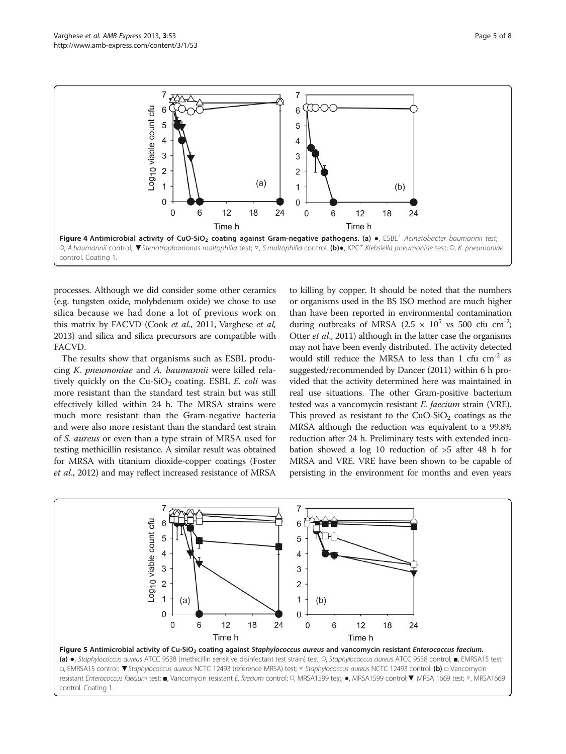Figure 4 Antimicrobial activity of $CuO\text{-}SiO_2$ coating against Gram-negative pathogens. (a) ●, ESBL[+] *Acinetobacter baumannii test*; ○, *A.baumannii* control; ▼*Stenotrophomonas maltophilia* test; ▿, *S.maltophilia* control. (b)●, KPC[+] *Klebsiella pneumoniae* test; ○, *K. pneumoniae* control. Coating 1.

processes. Although we did consider some other ceramics (e.g. tungsten oxide, molybdenum oxide) we chose to use silica because we had done a lot of previous work on this matrix by FACVD (Cook *et al*., 2011, Varghese *et al*, 2013) and silica and silica precursors are compatible with FACVD.

The results show that organisms such as ESBL producing *K. pneumoniae* and *A. baumannii* were killed relatively quickly on the $Cu\text{-}SiO_2$ coating. ESBL *E. coli* was more resistant than the standard test strain but was still effectively killed within 24 h. The MRSA strains were much more resistant than the Gram-negative bacteria and were also more resistant than the standard test strain of *S. aureus* or even than a type strain of MRSA used for testing methicillin resistance. A similar result was obtained for MRSA with titanium dioxide-copper coatings (Foster *et al*., 2012) and may reflect increased resistance of MRSA to killing by copper. It should be noted that the numbers or organisms used in the BS ISO method are much higher than have been reported in environmental contamination during outbreaks of MRSA ($2.5 \times 10^5$ vs 500 cfu $cm^{-2}$; Otter *et al*., 2011) although in the latter case the organisms may not have been evenly distributed. The activity detected would still reduce the MRSA to less than 1 cfu $cm^{-2}$ as suggested/recommended by Dancer (2011) within 6 h provided that the activity determined here was maintained in real use situations. The other Gram-positive bacterium tested was a vancomycin resistant *E. faecium* strain (VRE). This proved as resistant to the $CuO\text{-}SiO_2$ coatings as the MRSA although the reduction was equivalent to a 99.8% reduction after 24 h. Preliminary tests with extended incubation showed a log 10 reduction of >5 after 48 h for MRSA and VRE. VRE have been shown to be capable of persisting in the environment for months and even years

Figure 5 Antimicrobial activity of $Cu\text{-}SiO_2$ coating against *Staphylococcus aureus* and vancomycin resistant *Enterococcus faecium*. (a) ●, *Staphylococcus aureus* ATCC 9538 (methicillin sensitive disinfectant test strain) test; ○, *Staphylococcus aureus* ATCC 9538 control; ■, EMRSA15 test; □, EMRSA15 control; ▼*Staphylococcus aureus* NCTC 12493 (reference MRSA) test; ▿ *Staphylococcus aureus* NCTC 12493 control. (b) □ Vancomycin resistant *Enterococcus faecium* test; ■, Vancomycin resistant *E. faecium* control; ○, MRSA1599 test; ●, MRSA1599 control;▼ MRSA 1669 test; ▿, MRSA1669 control. Coating 1.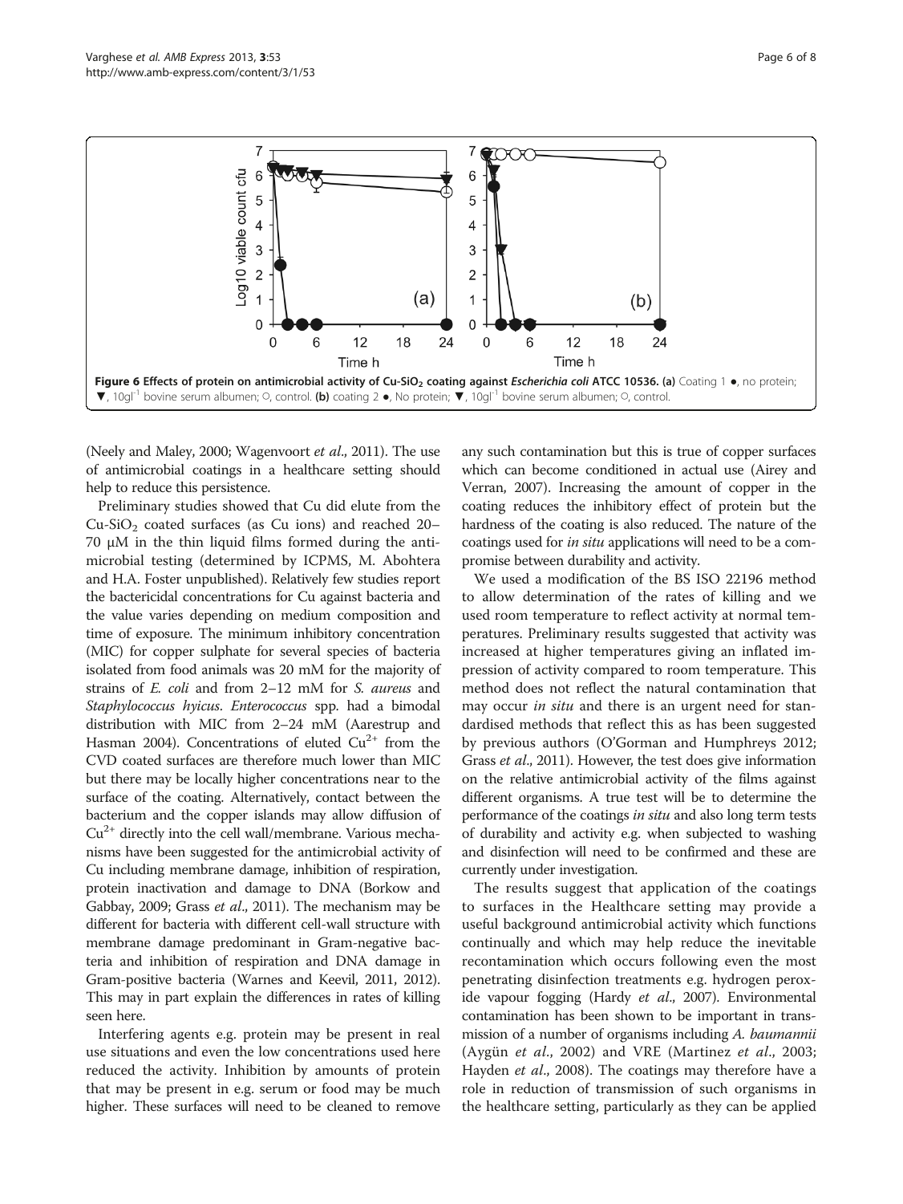Figure 6 Effects of protein on antimicrobial activity of $Cu\text{-}SiO_2$ coating against *Escherichia coli* ATCC 10536. (a) Coating 1 ●, no protein; ▼, $10gl^{-1}$ bovine serum albumen; ○, control. (b) coating 2 ●, No protein; ▼, $10gl^{-1}$ bovine serum albumen; ○, control.

(Neely and Maley, 2000; Wagenvoort *et al*., 2011). The use of antimicrobial coatings in a healthcare setting should help to reduce this persistence.

Preliminary studies showed that Cu did elute from the $Cu\text{-}SiO_2$ coated surfaces (as Cu ions) and reached 20–70 μM in the thin liquid films formed during the antimicrobial testing (determined by ICPMS, M. Abohtera and H.A. Foster unpublished). Relatively few studies report the bactericidal concentrations for Cu against bacteria and the value varies depending on medium composition and time of exposure. The minimum inhibitory concentration (MIC) for copper sulphate for several species of bacteria isolated from food animals was 20 mM for the majority of strains of *E. coli* and from 2–12 mM for *S. aureus* and *Staphylococcus hyicus*. *Enterococcus* spp. had a bimodal distribution with MIC from 2–24 mM (Aarestrup and Hasman 2004). Concentrations of eluted $Cu^{2+}$ from the CVD coated surfaces are therefore much lower than MIC but there may be locally higher concentrations near to the surface of the coating. Alternatively, contact between the bacterium and the copper islands may allow diffusion of $Cu^{2+}$ directly into the cell wall/membrane. Various mechanisms have been suggested for the antimicrobial activity of Cu including membrane damage, inhibition of respiration, protein inactivation and damage to DNA (Borkow and Gabbay, 2009; Grass *et al*., 2011). The mechanism may be different for bacteria with different cell-wall structure with membrane damage predominant in Gram-negative bacteria and inhibition of respiration and DNA damage in Gram-positive bacteria (Warnes and Keevil, 2011, 2012). This may in part explain the differences in rates of killing seen here.

Interfering agents e.g. protein may be present in real use situations and even the low concentrations used here reduced the activity. Inhibition by amounts of protein that may be present in e.g. serum or food may be much higher. These surfaces will need to be cleaned to remove any such contamination but this is true of copper surfaces which can become conditioned in actual use (Airey and Verran, 2007). Increasing the amount of copper in the coating reduces the inhibitory effect of protein but the hardness of the coating is also reduced. The nature of the coatings used for *in situ* applications will need to be a compromise between durability and activity.

We used a modification of the BS ISO 22196 method to allow determination of the rates of killing and we used room temperature to reflect activity at normal temperatures. Preliminary results suggested that activity was increased at higher temperatures giving an inflated impression of activity compared to room temperature. This method does not reflect the natural contamination that may occur *in situ* and there is an urgent need for standardised methods that reflect this as has been suggested by previous authors (O'Gorman and Humphreys 2012; Grass *et al*., 2011). However, the test does give information on the relative antimicrobial activity of the films against different organisms. A true test will be to determine the performance of the coatings *in situ* and also long term tests of durability and activity e.g. when subjected to washing and disinfection will need to be confirmed and these are currently under investigation.

The results suggest that application of the coatings to surfaces in the Healthcare setting may provide a useful background antimicrobial activity which functions continually and which may help reduce the inevitable recontamination which occurs following even the most penetrating disinfection treatments e.g. hydrogen peroxide vapour fogging (Hardy *et al*., 2007). Environmental contamination has been shown to be important in transmission of a number of organisms including *A. baumannii* (Aygün *et al*., 2002) and VRE (Martinez *et al*., 2003; Hayden *et al*., 2008). The coatings may therefore have a role in reduction of transmission of such organisms in the healthcare setting, particularly as they can be applied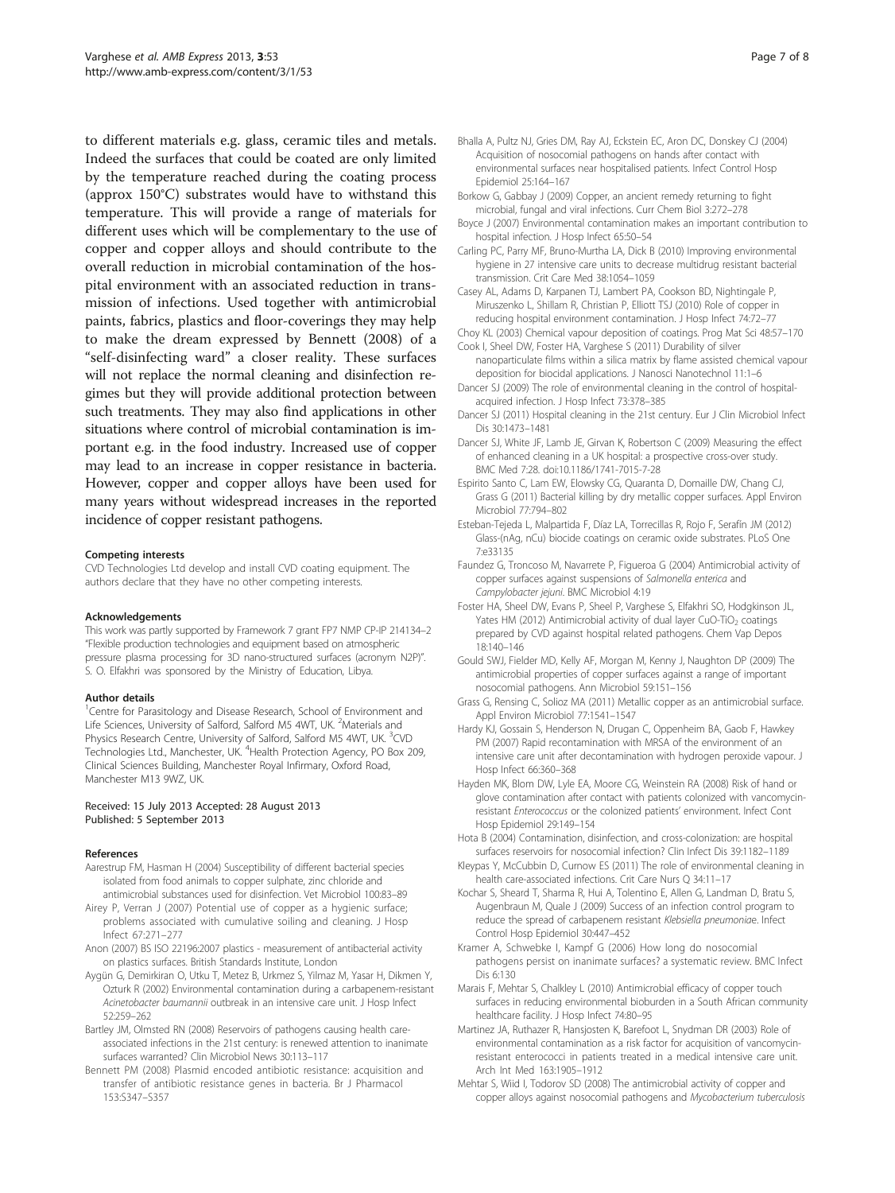to different materials e.g. glass, ceramic tiles and metals. Indeed the surfaces that could be coated are only limited by the temperature reached during the coating process (approx 150°C) substrates would have to withstand this temperature. This will provide a range of materials for different uses which will be complementary to the use of copper and copper alloys and should contribute to the overall reduction in microbial contamination of the hospital environment with an associated reduction in transmission of infections. Used together with antimicrobial paints, fabrics, plastics and floor-coverings they may help to make the dream expressed by Bennett (2008) of a "self-disinfecting ward" a closer reality. These surfaces will not replace the normal cleaning and disinfection regimes but they will provide additional protection between such treatments. They may also find applications in other situations where control of microbial contamination is important e.g. in the food industry. Increased use of copper may lead to an increase in copper resistance in bacteria. However, copper and copper alloys have been used for many years without widespread increases in the reported incidence of copper resistant pathogens.

#### Competing interests

CVD Technologies Ltd develop and install CVD coating equipment. The authors declare that they have no other competing interests.

#### Acknowledgements

This work was partly supported by Framework 7 grant FP7 NMP CP-IP 214134–2 "Flexible production technologies and equipment based on atmospheric pressure plasma processing for 3D nano-structured surfaces (acronym N2P)". S. O. Elfakhri was sponsored by the Ministry of Education, Libya.

#### Author details

[1]Centre for Parasitology and Disease Research, School of Environment and Life Sciences, University of Salford, Salford M5 4WT, UK. [2]Materials and Physics Research Centre, University of Salford, Salford M5 4WT, UK. [3]CVD Technologies Ltd., Manchester, UK. [4]Health Protection Agency, PO Box 209, Clinical Sciences Building, Manchester Royal Infirmary, Oxford Road, Manchester M13 9WZ, UK.

Received: 15 July 2013 Accepted: 28 August 2013
Published: 5 September 2013

#### References

Aarestrup FM, Hasman H (2004) Susceptibility of different bacterial species isolated from food animals to copper sulphate, zinc chloride and antimicrobial substances used for disinfection. Vet Microbiol 100:83–89

Airey P, Verran J (2007) Potential use of copper as a hygienic surface; problems associated with cumulative soiling and cleaning. J Hosp Infect 67:271–277

Anon (2007) BS ISO 22196:2007 plastics - measurement of antibacterial activity on plastics surfaces. British Standards Institute, London

Aygün G, Demirkiran O, Utku T, Metez B, Urkmez S, Yilmaz M, Yasar H, Dikmen Y, Ozturk R (2002) Environmental contamination during a carbapenem-resistant *Acinetobacter baumannii* outbreak in an intensive care unit. J Hosp Infect 52:259–262

Bartley JM, Olmsted RN (2008) Reservoirs of pathogens causing health care-associated infections in the 21st century: is renewed attention to inanimate surfaces warranted? Clin Microbiol News 30:113–117

Bennett PM (2008) Plasmid encoded antibiotic resistance: acquisition and transfer of antibiotic resistance genes in bacteria. Br J Pharmacol 153:S347–S357

Bhalla A, Pultz NJ, Gries DM, Ray AJ, Eckstein EC, Aron DC, Donskey CJ (2004) Acquisition of nosocomial pathogens on hands after contact with environmental surfaces near hospitalised patients. Infect Control Hosp Epidemiol 25:164–167

Borkow G, Gabbay J (2009) Copper, an ancient remedy returning to fight microbial, fungal and viral infections. Curr Chem Biol 3:272–278

Boyce J (2007) Environmental contamination makes an important contribution to hospital infection. J Hosp Infect 65:50–54

Carling PC, Parry MF, Bruno-Murtha LA, Dick B (2010) Improving environmental hygiene in 27 intensive care units to decrease multidrug resistant bacterial transmission. Crit Care Med 38:1054–1059

Casey AL, Adams D, Karpanen TJ, Lambert PA, Cookson BD, Nightingale P, Miruszenko L, Shillam R, Christian P, Elliott TSJ (2010) Role of copper in reducing hospital environment contamination. J Hosp Infect 74:72–77

Choy KL (2003) Chemical vapour deposition of coatings. Prog Mat Sci 48:57–170

Cook I, Sheel DW, Foster HA, Varghese S (2011) Durability of silver nanoparticulate films within a silica matrix by flame assisted chemical vapour deposition for biocidal applications. J Nanosci Nanotechnol 11:1–6

Dancer SJ (2009) The role of environmental cleaning in the control of hospital-acquired infection. J Hosp Infect 73:378–385

Dancer SJ (2011) Hospital cleaning in the 21st century. Eur J Clin Microbiol Infect Dis 30:1473–1481

Dancer SJ, White JF, Lamb JE, Girvan K, Robertson C (2009) Measuring the effect of enhanced cleaning in a UK hospital: a prospective cross-over study. BMC Med 7:28. doi:10.1186/1741-7015-7-28

Espirito Santo C, Lam EW, Elowsky CG, Quaranta D, Domaille DW, Chang CJ, Grass G (2011) Bacterial killing by dry metallic copper surfaces. Appl Environ Microbiol 77:794–802

Esteban-Tejeda L, Malpartida F, Díaz LA, Torrecillas R, Rojo F, Serafín JM (2012) Glass-(nAg, nCu) biocide coatings on ceramic oxide substrates. PLoS One 7:e33135

Faundez G, Troncoso M, Navarrete P, Figueroa G (2004) Antimicrobial activity of copper surfaces against suspensions of *Salmonella enterica* and *Campylobacter jejuni*. BMC Microbiol 4:19

Foster HA, Sheel DW, Evans P, Sheel P, Varghese S, Elfakhri SO, Hodgkinson JL, Yates HM (2012) Antimicrobial activity of dual layer CuO-$TiO_2$ coatings prepared by CVD against hospital related pathogens. Chem Vap Depos 18:140–146

Gould SWJ, Fielder MD, Kelly AF, Morgan M, Kenny J, Naughton DP (2009) The antimicrobial properties of copper surfaces against a range of important nosocomial pathogens. Ann Microbiol 59:151–156

Grass G, Rensing C, Solioz MA (2011) Metallic copper as an antimicrobial surface. Appl Environ Microbiol 77:1541–1547

Hardy KJ, Gossain S, Henderson N, Drugan C, Oppenheim BA, Gaob F, Hawkey PM (2007) Rapid recontamination with MRSA of the environment of an intensive care unit after decontamination with hydrogen peroxide vapour. J Hosp Infect 66:360–368

Hayden MK, Blom DW, Lyle EA, Moore CG, Weinstein RA (2008) Risk of hand or glove contamination after contact with patients colonized with vancomycin-resistant *Enterococcus* or the colonized patients' environment. Infect Cont Hosp Epidemiol 29:149–154

Hota B (2004) Contamination, disinfection, and cross-colonization: are hospital surfaces reservoirs for nosocomial infection? Clin Infect Dis 39:1182–1189

Kleypas Y, McCubbin D, Curnow ES (2011) The role of environmental cleaning in health care-associated infections. Crit Care Nurs Q 34:11–17

Kochar S, Sheard T, Sharma R, Hui A, Tolentino E, Allen G, Landman D, Bratu S, Augenbraun M, Quale J (2009) Success of an infection control program to reduce the spread of carbapenem resistant *Klebsiella pneumoniae*. Infect Control Hosp Epidemiol 30:447–452

Kramer A, Schwebke I, Kampf G (2006) How long do nosocomial pathogens persist on inanimate surfaces? a systematic review. BMC Infect Dis 6:130

Marais F, Mehtar S, Chalkley L (2010) Antimicrobial efficacy of copper touch surfaces in reducing environmental bioburden in a South African community healthcare facility. J Hosp Infect 74:80–95

Martinez JA, Ruthazer R, Hansjosten K, Barefoot L, Snydman DR (2003) Role of environmental contamination as a risk factor for acquisition of vancomycin-resistant enterococci in patients treated in a medical intensive care unit. Arch Int Med 163:1905–1912

Mehtar S, Wiid I, Todorov SD (2008) The antimicrobial activity of copper and copper alloys against nosocomial pathogens and *Mycobacterium tuberculosis*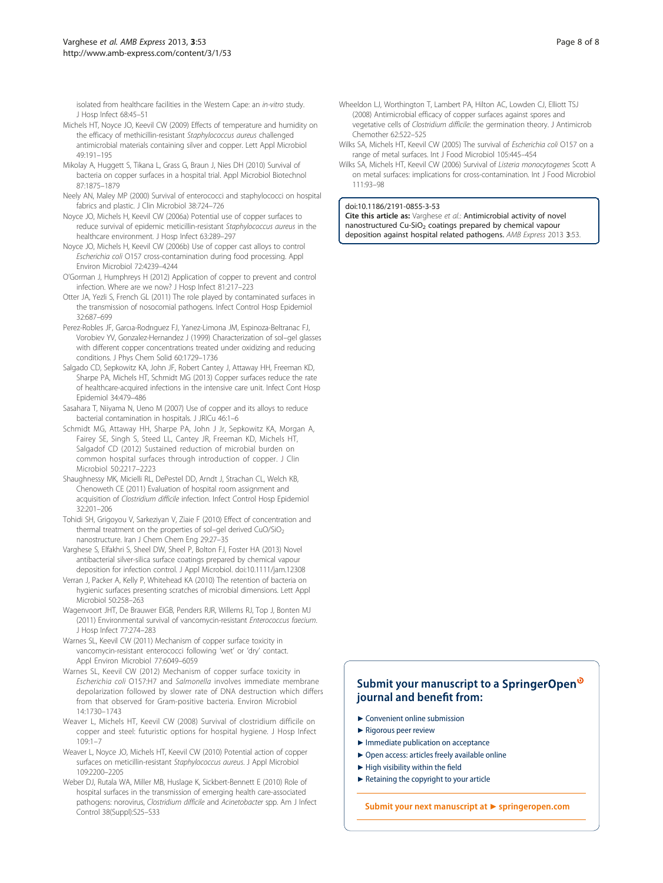isolated from healthcare facilities in the Western Cape: an *in-vitro* study. J Hosp Infect 68:45–51

Michels HT, Noyce JO, Keevil CW (2009) Effects of temperature and humidity on the efficacy of methicillin-resistant *Staphylococcus aureus* challenged antimicrobial materials containing silver and copper. Lett Appl Microbiol 49:191–195

Mikolay A, Huggett S, Tikana L, Grass G, Braun J, Nies DH (2010) Survival of bacteria on copper surfaces in a hospital trial. Appl Microbiol Biotechnol 87:1875–1879

Neely AN, Maley MP (2000) Survival of enterococci and staphylococci on hospital fabrics and plastic. J Clin Microbiol 38:724–726

Noyce JO, Michels H, Keevil CW (2006a) Potential use of copper surfaces to reduce survival of epidemic meticillin-resistant *Staphylococcus aureus* in the healthcare environment. J Hosp Infect 63:289–297

Noyce JO, Michels H, Keevil CW (2006b) Use of copper cast alloys to control *Escherichia coli* O157 cross-contamination during food processing. Appl Environ Microbiol 72:4239–4244

O'Gorman J, Humphreys H (2012) Application of copper to prevent and control infection. Where are we now? J Hosp Infect 81:217–223

Otter JA, Yezli S, French GL (2011) The role played by contaminated surfaces in the transmission of nosocomial pathogens. Infect Control Hosp Epidemiol 32:687–699

Perez-Robles JF, Garcıa-Rodrıguez FJ, Yanez-Limona JM, Espinoza-Beltranac FJ, Vorobiev YV, Gonzalez-Hernandez J (1999) Characterization of sol–gel glasses with different copper concentrations treated under oxidizing and reducing conditions. J Phys Chem Solid 60:1729–1736

Salgado CD, Sepkowitz KA, John JF, Robert Cantey J, Attaway HH, Freeman KD, Sharpe PA, Michels HT, Schmidt MG (2013) Copper surfaces reduce the rate of healthcare-acquired infections in the intensive care unit. Infect Cont Hosp Epidemiol 34:479–486

Sasahara T, Niiyama N, Ueno M (2007) Use of copper and its alloys to reduce bacterial contamination in hospitals. J JRICu 46:1–6

Schmidt MG, Attaway HH, Sharpe PA, John J Jr, Sepkowitz KA, Morgan A, Fairey SE, Singh S, Steed LL, Cantey JR, Freeman KD, Michels HT, Salgadof CD (2012) Sustained reduction of microbial burden on common hospital surfaces through introduction of copper. J Clin Microbiol 50:2217–2223

Shaughnessy MK, Micielli RL, DePestel DD, Arndt J, Strachan CL, Welch KB, Chenoweth CE (2011) Evaluation of hospital room assignment and acquisition of *Clostridium difficile* infection. Infect Control Hosp Epidemiol 32:201–206

Tohidi SH, Grigoyou V, Sarkeziyan V, Ziaie F (2010) Effect of concentration and thermal treatment on the properties of sol–gel derived $CuO/SiO_2$ nanostructure. Iran J Chem Chem Eng 29:27–35

Varghese S, Elfakhri S, Sheel DW, Sheel P, Bolton FJ, Foster HA (2013) Novel antibacterial silver-silica surface coatings prepared by chemical vapour deposition for infection control. J Appl Microbiol. doi:10.1111/jam.12308

Verran J, Packer A, Kelly P, Whitehead KA (2010) The retention of bacteria on hygienic surfaces presenting scratches of microbial dimensions. Lett Appl Microbiol 50:258–263

Wagenvoort JHT, De Brauwer EIGB, Penders RJR, Willems RJ, Top J, Bonten MJ (2011) Environmental survival of vancomycin-resistant *Enterococcus faecium*. J Hosp Infect 77:274–283

Warnes SL, Keevil CW (2011) Mechanism of copper surface toxicity in vancomycin-resistant enterococci following 'wet' or 'dry' contact. Appl Environ Microbiol 77:6049–6059

Warnes SL, Keevil CW (2012) Mechanism of copper surface toxicity in *Escherichia coli* O157:H7 and *Salmonella* involves immediate membrane depolarization followed by slower rate of DNA destruction which differs from that observed for Gram-positive bacteria. Environ Microbiol 14:1730–1743

Weaver L, Michels HT, Keevil CW (2008) Survival of clostridium difficile on copper and steel: futuristic options for hospital hygiene. J Hosp Infect 109:1–7

Weaver L, Noyce JO, Michels HT, Keevil CW (2010) Potential action of copper surfaces on meticillin-resistant *Staphylococcus aureus*. J Appl Microbiol 109:2200–2205

Weber DJ, Rutala WA, Miller MB, Huslage K, Sickbert-Bennett E (2010) Role of hospital surfaces in the transmission of emerging health care-associated pathogens: norovirus, *Clostridium difficile* and *Acinetobacter* spp. Am J Infect Control 38(Suppl):S25–S33

Wheeldon LJ, Worthington T, Lambert PA, Hilton AC, Lowden CJ, Elliott TSJ (2008) Antimicrobial efficacy of copper surfaces against spores and vegetative cells of *Clostridium difficile*: the germination theory. J Antimicrob Chemother 62:522–525

Wilks SA, Michels HT, Keevil CW (2005) The survival of *Escherichia coli* O157 on a range of metal surfaces. Int J Food Microbiol 105:445–454

Wilks SA, Michels HT, Keevil CW (2006) Survival of *Listeria monocytogenes* Scott A on metal surfaces: implications for cross-contamination. Int J Food Microbiol 111:93–98

doi:10.1186/2191-0855-3-53

**Cite this article as:** Varghese *et al.*: Antimicrobial activity of novel nanostructured $Cu\text{-}SiO_2$ coatings prepared by chemical vapour deposition against hospital related pathogens. *AMB Express* 2013 **3**:53.

**Submit your manuscript to a SpringerOpen journal and benefit from:**

- ► Convenient online submission
- ► Rigorous peer review
- ► Immediate publication on acceptance
- ► Open access: articles freely available online
- ► High visibility within the field
- ► Retaining the copyright to your article

**Submit your next manuscript at ► springeropen.com**